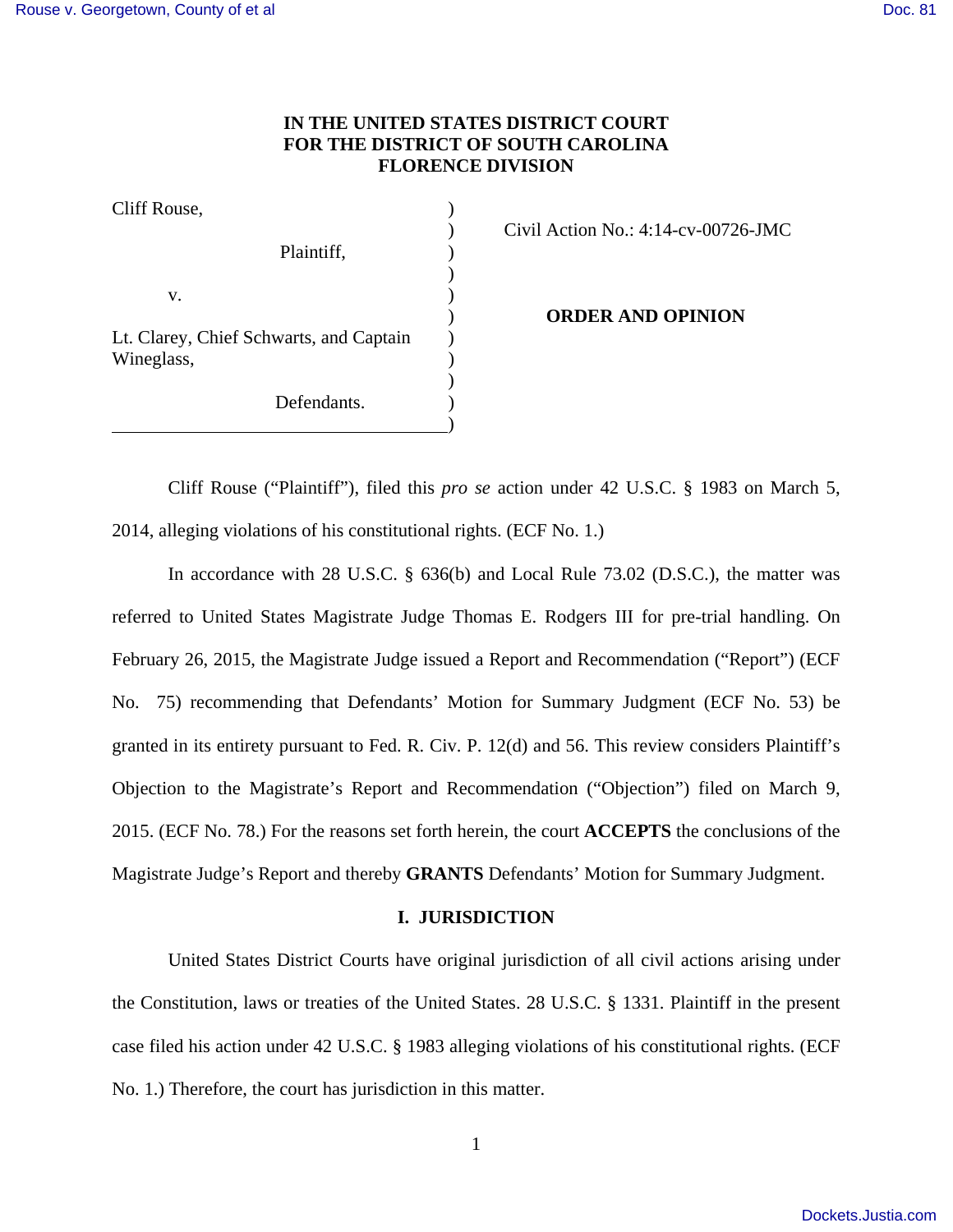**IN THE UNITED STATES DISTRICT COURT**
**FOR THE DISTRICT OF SOUTH CAROLINA**
**FLORENCE DIVISION**

| | | |
|---|---|---|
| Cliff Rouse, | ) | |
| | ) | Civil Action No.: 4:14-cv-00726-JMC |
| Plaintiff, | ) | |
| | ) | |
| v. | ) | |
| | ) | **ORDER AND OPINION** |
| Lt. Clarey, Chief Schwarts, and Captain Wineglass, | ) | |
| | ) | |
| Defendants. | ) | |

Cliff Rouse ("Plaintiff"), filed this *pro se* action under 42 U.S.C. § 1983 on March 5, 2014, alleging violations of his constitutional rights. (ECF No. 1.)

In accordance with 28 U.S.C. § 636(b) and Local Rule 73.02 (D.S.C.), the matter was referred to United States Magistrate Judge Thomas E. Rodgers III for pre-trial handling. On February 26, 2015, the Magistrate Judge issued a Report and Recommendation ("Report") (ECF No. 75) recommending that Defendants' Motion for Summary Judgment (ECF No. 53) be granted in its entirety pursuant to Fed. R. Civ. P. 12(d) and 56. This review considers Plaintiff's Objection to the Magistrate's Report and Recommendation ("Objection") filed on March 9, 2015. (ECF No. 78.) For the reasons set forth herein, the court **ACCEPTS** the conclusions of the Magistrate Judge's Report and thereby **GRANTS** Defendants' Motion for Summary Judgment.

## I. JURISDICTION

United States District Courts have original jurisdiction of all civil actions arising under the Constitution, laws or treaties of the United States. 28 U.S.C. § 1331. Plaintiff in the present case filed his action under 42 U.S.C. § 1983 alleging violations of his constitutional rights. (ECF No. 1.) Therefore, the court has jurisdiction in this matter.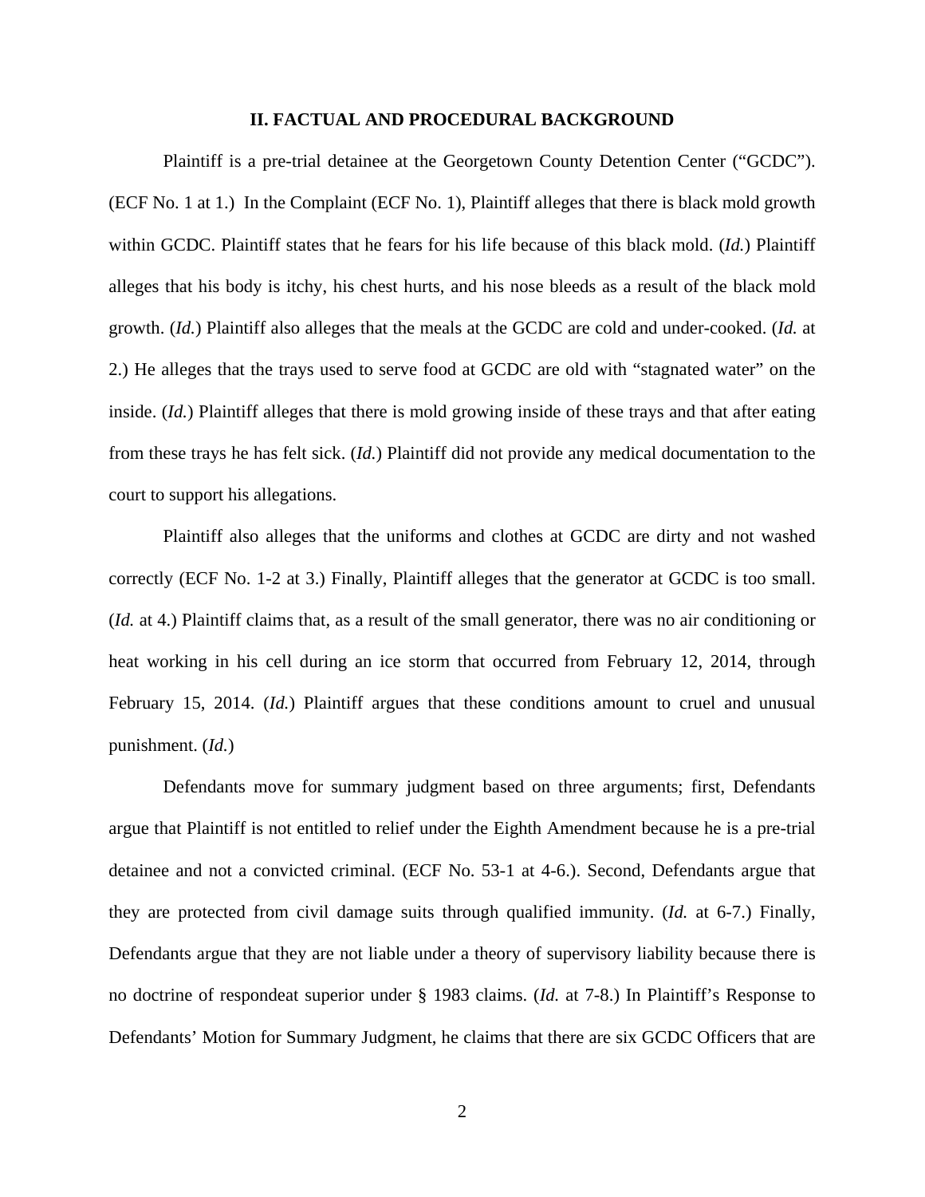## II. FACTUAL AND PROCEDURAL BACKGROUND

Plaintiff is a pre-trial detainee at the Georgetown County Detention Center ("GCDC"). (ECF No. 1 at 1.) In the Complaint (ECF No. 1), Plaintiff alleges that there is black mold growth within GCDC. Plaintiff states that he fears for his life because of this black mold. (*Id.*) Plaintiff alleges that his body is itchy, his chest hurts, and his nose bleeds as a result of the black mold growth. (*Id.*) Plaintiff also alleges that the meals at the GCDC are cold and under-cooked. (*Id.* at 2.) He alleges that the trays used to serve food at GCDC are old with "stagnated water" on the inside. (*Id.*) Plaintiff alleges that there is mold growing inside of these trays and that after eating from these trays he has felt sick. (*Id.*) Plaintiff did not provide any medical documentation to the court to support his allegations.

Plaintiff also alleges that the uniforms and clothes at GCDC are dirty and not washed correctly (ECF No. 1-2 at 3.) Finally, Plaintiff alleges that the generator at GCDC is too small. (*Id.* at 4.) Plaintiff claims that, as a result of the small generator, there was no air conditioning or heat working in his cell during an ice storm that occurred from February 12, 2014, through February 15, 2014. (*Id.*) Plaintiff argues that these conditions amount to cruel and unusual punishment. (*Id.*)

Defendants move for summary judgment based on three arguments; first, Defendants argue that Plaintiff is not entitled to relief under the Eighth Amendment because he is a pre-trial detainee and not a convicted criminal. (ECF No. 53-1 at 4-6.). Second, Defendants argue that they are protected from civil damage suits through qualified immunity. (*Id.* at 6-7.) Finally, Defendants argue that they are not liable under a theory of supervisory liability because there is no doctrine of respondeat superior under § 1983 claims. (*Id.* at 7-8.) In Plaintiff's Response to Defendants' Motion for Summary Judgment, he claims that there are six GCDC Officers that are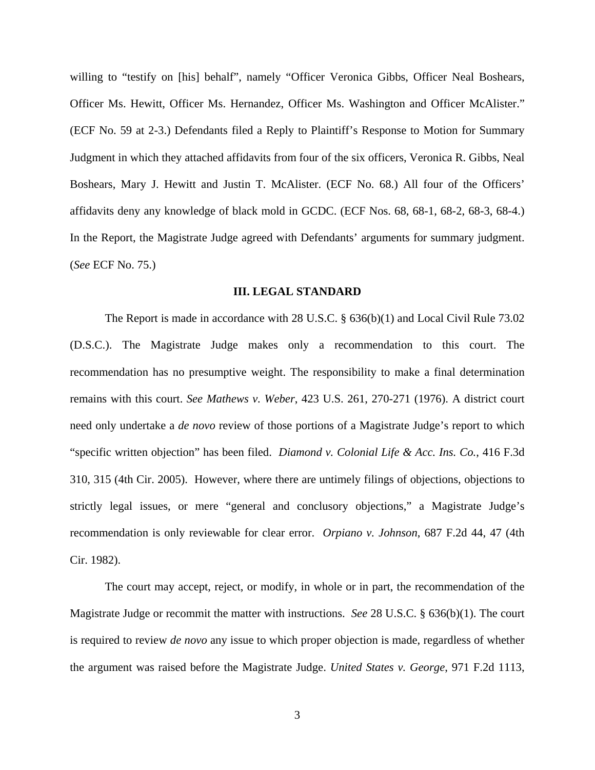willing to "testify on [his] behalf", namely "Officer Veronica Gibbs, Officer Neal Boshears, Officer Ms. Hewitt, Officer Ms. Hernandez, Officer Ms. Washington and Officer McAlister." (ECF No. 59 at 2-3.) Defendants filed a Reply to Plaintiff's Response to Motion for Summary Judgment in which they attached affidavits from four of the six officers, Veronica R. Gibbs, Neal Boshears, Mary J. Hewitt and Justin T. McAlister. (ECF No. 68.) All four of the Officers' affidavits deny any knowledge of black mold in GCDC. (ECF Nos. 68, 68-1, 68-2, 68-3, 68-4.) In the Report, the Magistrate Judge agreed with Defendants' arguments for summary judgment. (*See* ECF No. 75.)

## III. LEGAL STANDARD

The Report is made in accordance with 28 U.S.C. § 636(b)(1) and Local Civil Rule 73.02 (D.S.C.). The Magistrate Judge makes only a recommendation to this court. The recommendation has no presumptive weight. The responsibility to make a final determination remains with this court. *See Mathews v. Weber*, 423 U.S. 261, 270-271 (1976). A district court need only undertake a *de novo* review of those portions of a Magistrate Judge's report to which "specific written objection" has been filed. *Diamond v. Colonial Life & Acc. Ins. Co.*, 416 F.3d 310, 315 (4th Cir. 2005). However, where there are untimely filings of objections, objections to strictly legal issues, or mere "general and conclusory objections," a Magistrate Judge's recommendation is only reviewable for clear error. *Orpiano v. Johnson*, 687 F.2d 44, 47 (4th Cir. 1982).

The court may accept, reject, or modify, in whole or in part, the recommendation of the Magistrate Judge or recommit the matter with instructions. *See* 28 U.S.C. § 636(b)(1). The court is required to review *de novo* any issue to which proper objection is made, regardless of whether the argument was raised before the Magistrate Judge. *United States v. George*, 971 F.2d 1113,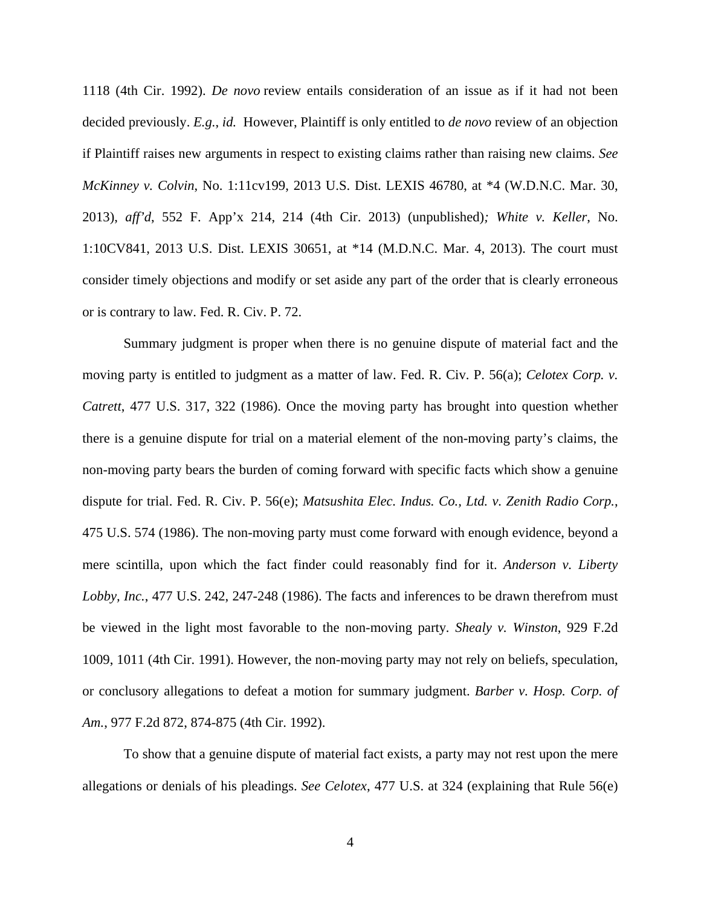1118 (4th Cir. 1992). *De novo* review entails consideration of an issue as if it had not been decided previously. *E.g.*, *id.* However, Plaintiff is only entitled to *de novo* review of an objection if Plaintiff raises new arguments in respect to existing claims rather than raising new claims. *See McKinney v. Colvin*, No. 1:11cv199, 2013 U.S. Dist. LEXIS 46780, at *4 (W.D.N.C. Mar. 30, 2013), *aff'd*, 552 F. App'x 214, 214 (4th Cir. 2013) (unpublished)*; White v. Keller*, No. 1:10CV841, 2013 U.S. Dist. LEXIS 30651, at *14 (M.D.N.C. Mar. 4, 2013). The court must consider timely objections and modify or set aside any part of the order that is clearly erroneous or is contrary to law. Fed. R. Civ. P. 72.

Summary judgment is proper when there is no genuine dispute of material fact and the moving party is entitled to judgment as a matter of law. Fed. R. Civ. P. 56(a); *Celotex Corp. v. Catrett*, 477 U.S. 317, 322 (1986). Once the moving party has brought into question whether there is a genuine dispute for trial on a material element of the non-moving party's claims, the non-moving party bears the burden of coming forward with specific facts which show a genuine dispute for trial. Fed. R. Civ. P. 56(e); *Matsushita Elec. Indus. Co., Ltd. v. Zenith Radio Corp.*, 475 U.S. 574 (1986). The non-moving party must come forward with enough evidence, beyond a mere scintilla, upon which the fact finder could reasonably find for it. *Anderson v. Liberty Lobby, Inc.*, 477 U.S. 242, 247-248 (1986). The facts and inferences to be drawn therefrom must be viewed in the light most favorable to the non-moving party. *Shealy v. Winston*, 929 F.2d 1009, 1011 (4th Cir. 1991). However, the non-moving party may not rely on beliefs, speculation, or conclusory allegations to defeat a motion for summary judgment. *Barber v. Hosp. Corp. of Am.*, 977 F.2d 872, 874-875 (4th Cir. 1992).

To show that a genuine dispute of material fact exists, a party may not rest upon the mere allegations or denials of his pleadings. *See Celotex*, 477 U.S. at 324 (explaining that Rule 56(e)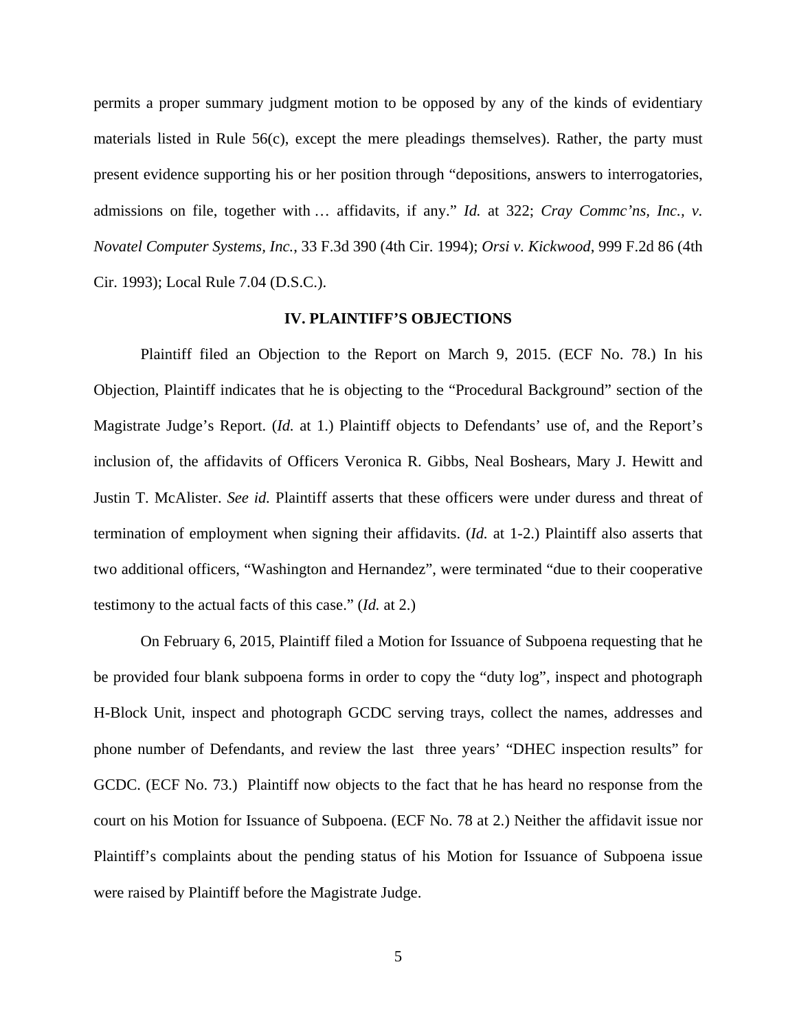permits a proper summary judgment motion to be opposed by any of the kinds of evidentiary materials listed in Rule 56(c), except the mere pleadings themselves). Rather, the party must present evidence supporting his or her position through "depositions, answers to interrogatories, admissions on file, together with … affidavits, if any." *Id.* at 322; *Cray Commc'ns, Inc., v. Novatel Computer Systems, Inc.*, 33 F.3d 390 (4th Cir. 1994); *Orsi v. Kickwood*, 999 F.2d 86 (4th Cir. 1993); Local Rule 7.04 (D.S.C.).

## IV. PLAINTIFF'S OBJECTIONS

Plaintiff filed an Objection to the Report on March 9, 2015. (ECF No. 78.) In his Objection, Plaintiff indicates that he is objecting to the "Procedural Background" section of the Magistrate Judge's Report. (*Id.* at 1.) Plaintiff objects to Defendants' use of, and the Report's inclusion of, the affidavits of Officers Veronica R. Gibbs, Neal Boshears, Mary J. Hewitt and Justin T. McAlister. *See id.* Plaintiff asserts that these officers were under duress and threat of termination of employment when signing their affidavits. (*Id.* at 1-2.) Plaintiff also asserts that two additional officers, "Washington and Hernandez", were terminated "due to their cooperative testimony to the actual facts of this case." (*Id.* at 2.)

On February 6, 2015, Plaintiff filed a Motion for Issuance of Subpoena requesting that he be provided four blank subpoena forms in order to copy the "duty log", inspect and photograph H-Block Unit, inspect and photograph GCDC serving trays, collect the names, addresses and phone number of Defendants, and review the last three years' "DHEC inspection results" for GCDC. (ECF No. 73.) Plaintiff now objects to the fact that he has heard no response from the court on his Motion for Issuance of Subpoena. (ECF No. 78 at 2.) Neither the affidavit issue nor Plaintiff's complaints about the pending status of his Motion for Issuance of Subpoena issue were raised by Plaintiff before the Magistrate Judge.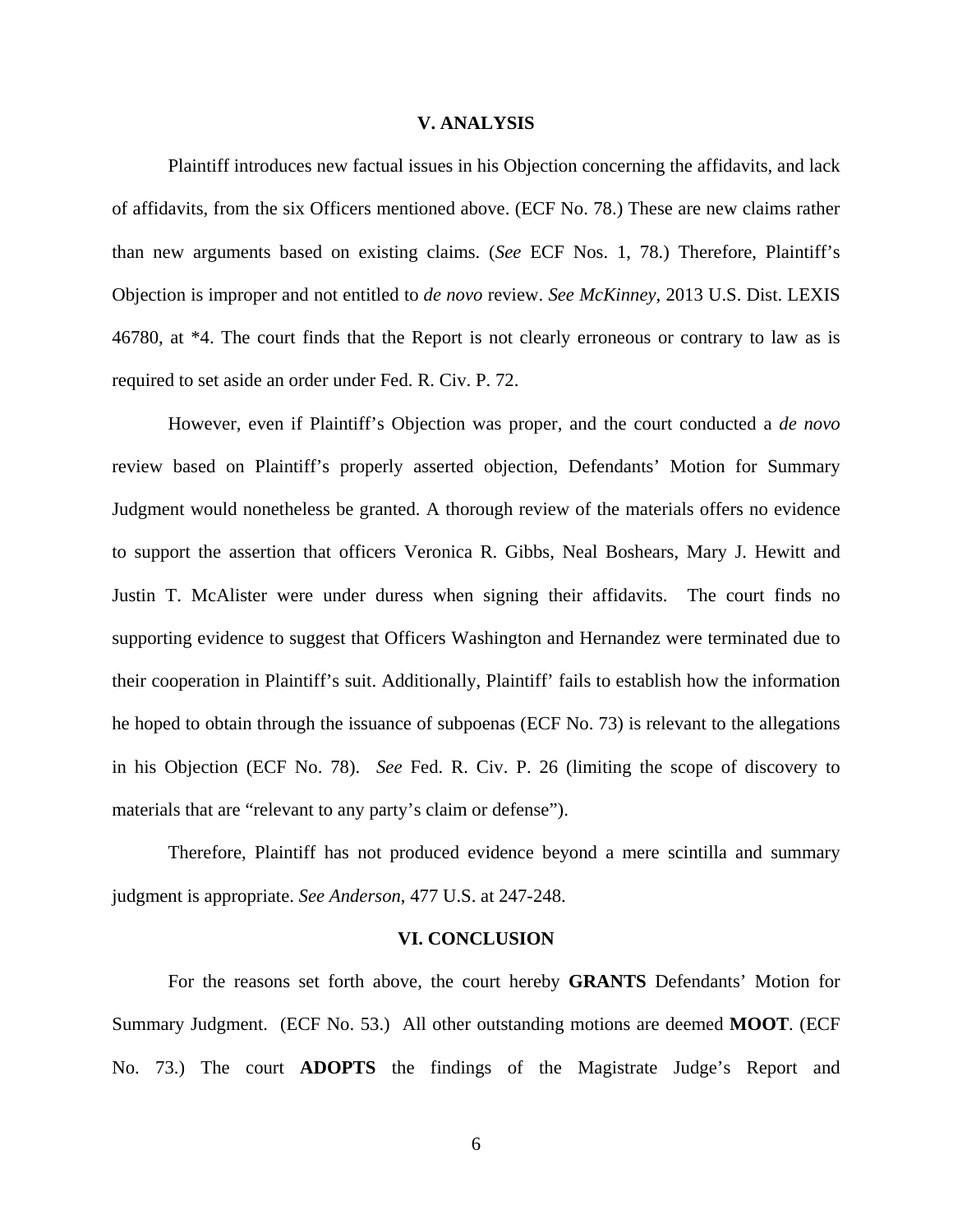## V. ANALYSIS

Plaintiff introduces new factual issues in his Objection concerning the affidavits, and lack of affidavits, from the six Officers mentioned above. (ECF No. 78.) These are new claims rather than new arguments based on existing claims. (*See* ECF Nos. 1, 78.) Therefore, Plaintiff's Objection is improper and not entitled to *de novo* review. *See McKinney*, 2013 U.S. Dist. LEXIS 46780, at *4. The court finds that the Report is not clearly erroneous or contrary to law as is required to set aside an order under Fed. R. Civ. P. 72.

However, even if Plaintiff's Objection was proper, and the court conducted a *de novo* review based on Plaintiff's properly asserted objection, Defendants' Motion for Summary Judgment would nonetheless be granted. A thorough review of the materials offers no evidence to support the assertion that officers Veronica R. Gibbs, Neal Boshears, Mary J. Hewitt and Justin T. McAlister were under duress when signing their affidavits. The court finds no supporting evidence to suggest that Officers Washington and Hernandez were terminated due to their cooperation in Plaintiff's suit. Additionally, Plaintiff' fails to establish how the information he hoped to obtain through the issuance of subpoenas (ECF No. 73) is relevant to the allegations in his Objection (ECF No. 78). *See* Fed. R. Civ. P. 26 (limiting the scope of discovery to materials that are "relevant to any party's claim or defense").

Therefore, Plaintiff has not produced evidence beyond a mere scintilla and summary judgment is appropriate. *See Anderson*, 477 U.S. at 247-248.

## VI. CONCLUSION

For the reasons set forth above, the court hereby **GRANTS** Defendants' Motion for Summary Judgment. (ECF No. 53.) All other outstanding motions are deemed **MOOT**. (ECF No. 73.) The court **ADOPTS** the findings of the Magistrate Judge's Report and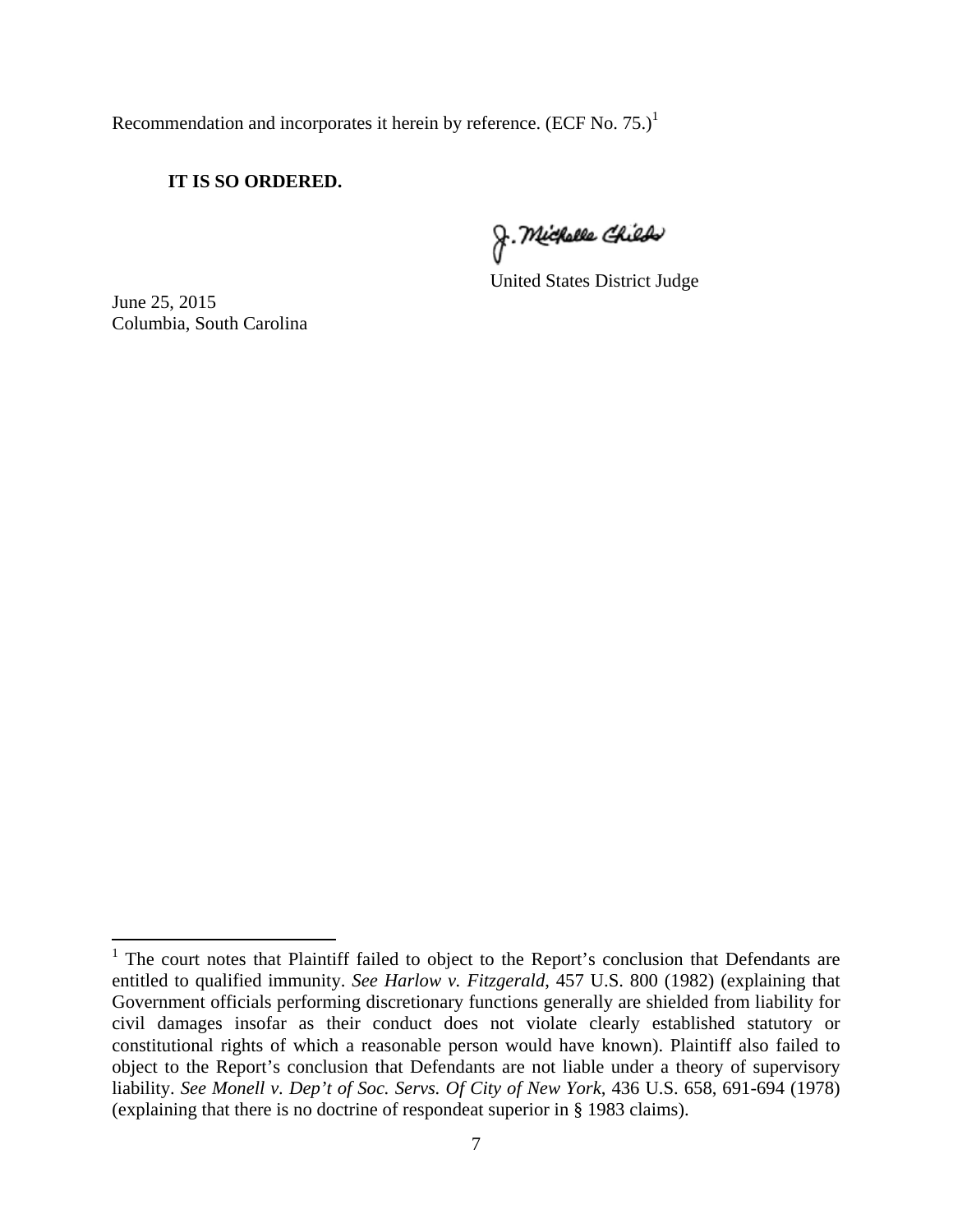Recommendation and incorporates it herein by reference. (ECF No. 75.)[1]

**IT IS SO ORDERED.**

J. Michelle Childs

United States District Judge

June 25, 2015
Columbia, South Carolina

---

[1] The court notes that Plaintiff failed to object to the Report's conclusion that Defendants are entitled to qualified immunity. *See Harlow v. Fitzgerald*, 457 U.S. 800 (1982) (explaining that Government officials performing discretionary functions generally are shielded from liability for civil damages insofar as their conduct does not violate clearly established statutory or constitutional rights of which a reasonable person would have known). Plaintiff also failed to object to the Report's conclusion that Defendants are not liable under a theory of supervisory liability. *See Monell v. Dep't of Soc. Servs. Of City of New York*, 436 U.S. 658, 691-694 (1978) (explaining that there is no doctrine of respondeat superior in § 1983 claims).